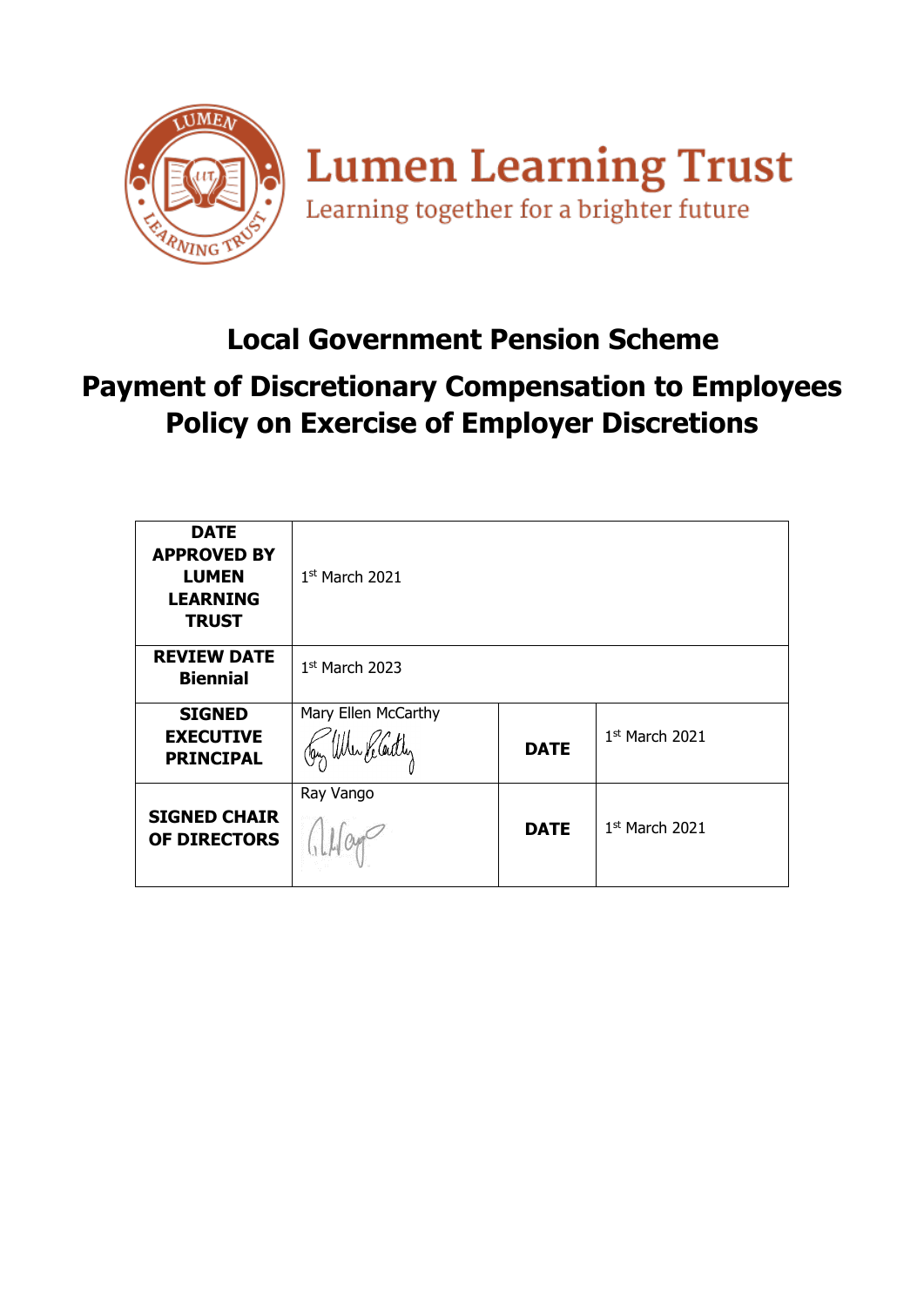Lumen Learning Trust

Learning together for a brighter future

# Local Government Pension Scheme

# Payment of Discretionary Compensation to Employees Policy on Exercise of Employer Discretions

| DATE APPROVED BY LUMEN LEARNING TRUST | 1st March 2021 | | |
|---|---|---|---|
| REVIEW DATE Biennial | 1st March 2023 | | |
| SIGNED EXECUTIVE PRINCIPAL | Mary Ellen McCarthy | DATE | 1st March 2021 |
| SIGNED CHAIR OF DIRECTORS | Ray Vango | DATE | 1st March 2021 |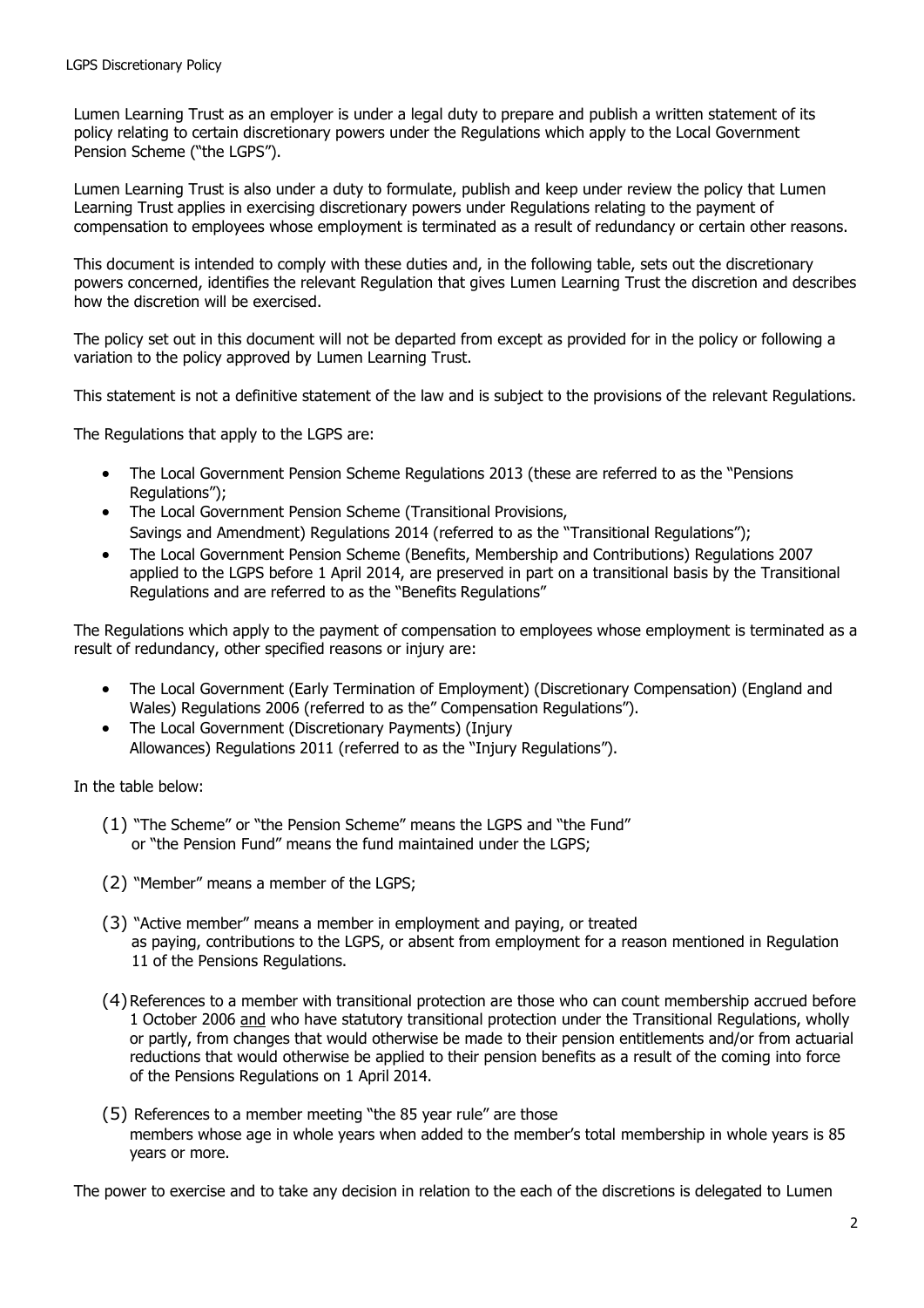Lumen Learning Trust as an employer is under a legal duty to prepare and publish a written statement of its policy relating to certain discretionary powers under the Regulations which apply to the Local Government Pension Scheme ("the LGPS").

Lumen Learning Trust is also under a duty to formulate, publish and keep under review the policy that Lumen Learning Trust applies in exercising discretionary powers under Regulations relating to the payment of compensation to employees whose employment is terminated as a result of redundancy or certain other reasons.

This document is intended to comply with these duties and, in the following table, sets out the discretionary powers concerned, identifies the relevant Regulation that gives Lumen Learning Trust the discretion and describes how the discretion will be exercised.

The policy set out in this document will not be departed from except as provided for in the policy or following a variation to the policy approved by Lumen Learning Trust.

This statement is not a definitive statement of the law and is subject to the provisions of the relevant Regulations.

The Regulations that apply to the LGPS are:

- The Local Government Pension Scheme Regulations 2013 (these are referred to as the "Pensions Regulations");
- The Local Government Pension Scheme (Transitional Provisions, Savings and Amendment) Regulations 2014 (referred to as the "Transitional Regulations");
- The Local Government Pension Scheme (Benefits, Membership and Contributions) Regulations 2007 applied to the LGPS before 1 April 2014, are preserved in part on a transitional basis by the Transitional Regulations and are referred to as the "Benefits Regulations"

The Regulations which apply to the payment of compensation to employees whose employment is terminated as a result of redundancy, other specified reasons or injury are:

- The Local Government (Early Termination of Employment) (Discretionary Compensation) (England and Wales) Regulations 2006 (referred to as the" Compensation Regulations").
- The Local Government (Discretionary Payments) (Injury Allowances) Regulations 2011 (referred to as the "Injury Regulations").

In the table below:

(1) "The Scheme" or "the Pension Scheme" means the LGPS and "the Fund" or "the Pension Fund" means the fund maintained under the LGPS;

(2) "Member" means a member of the LGPS;

(3) "Active member" means a member in employment and paying, or treated as paying, contributions to the LGPS, or absent from employment for a reason mentioned in Regulation 11 of the Pensions Regulations.

(4) References to a member with transitional protection are those who can count membership accrued before 1 October 2006 <u>and</u> who have statutory transitional protection under the Transitional Regulations, wholly or partly, from changes that would otherwise be made to their pension entitlements and/or from actuarial reductions that would otherwise be applied to their pension benefits as a result of the coming into force of the Pensions Regulations on 1 April 2014.

(5) References to a member meeting "the 85 year rule" are those members whose age in whole years when added to the member's total membership in whole years is 85 years or more.

The power to exercise and to take any decision in relation to the each of the discretions is delegated to Lumen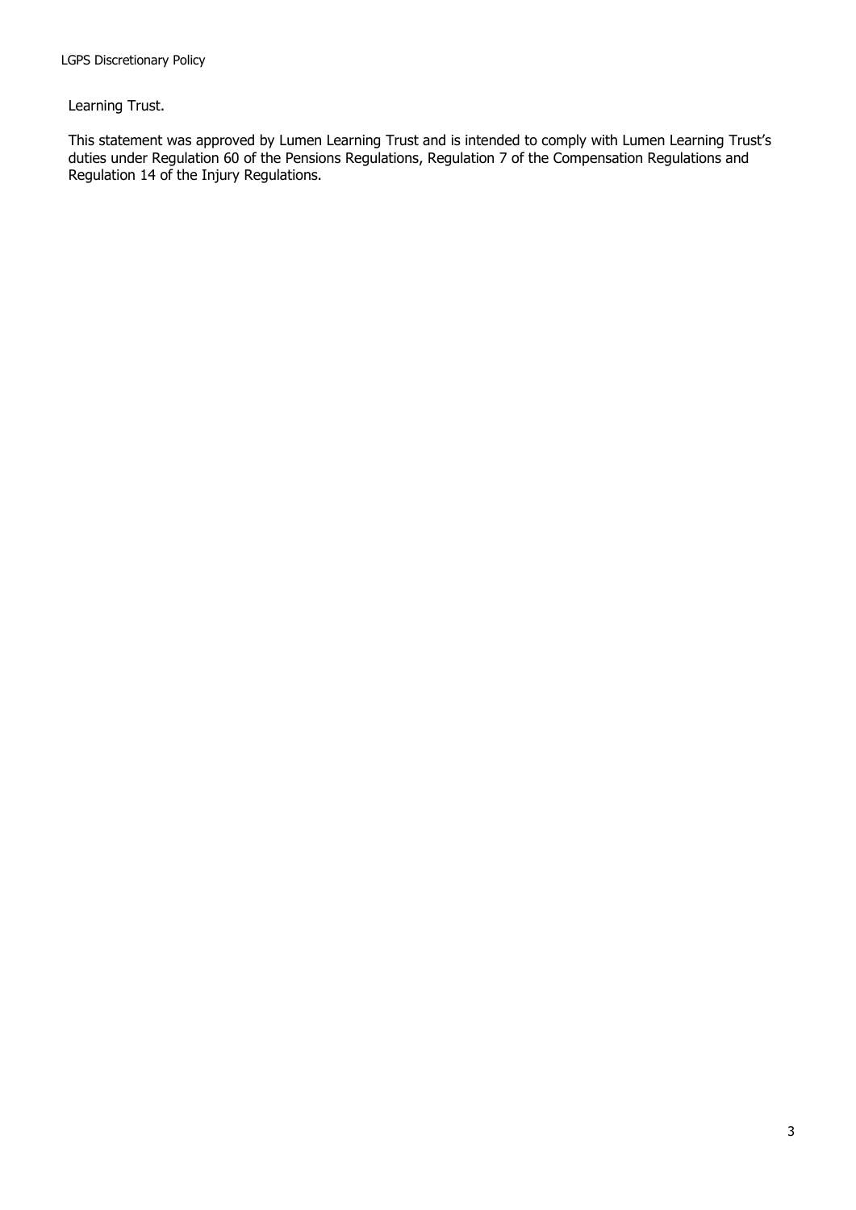Learning Trust.

This statement was approved by Lumen Learning Trust and is intended to comply with Lumen Learning Trust's duties under Regulation 60 of the Pensions Regulations, Regulation 7 of the Compensation Regulations and Regulation 14 of the Injury Regulations.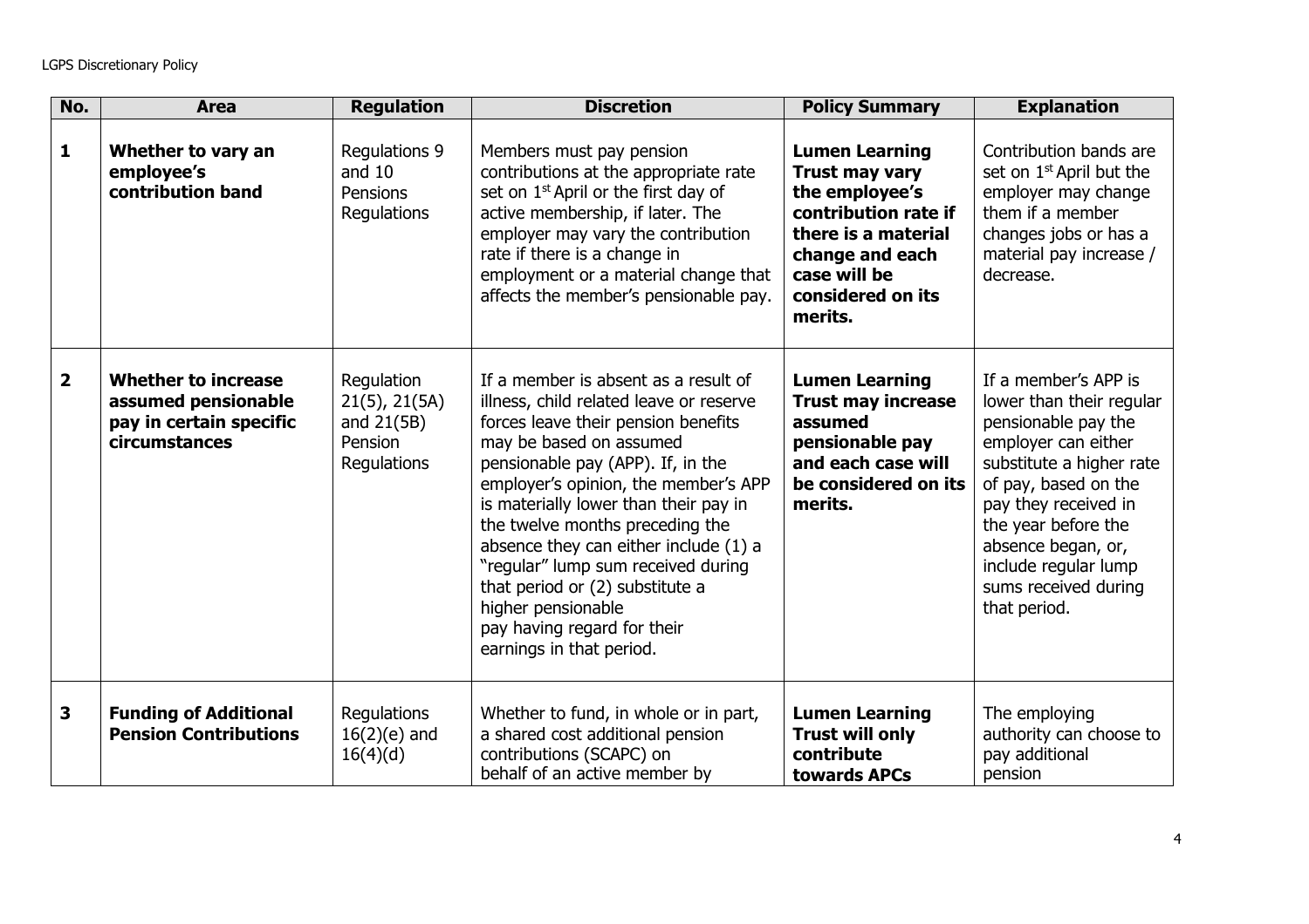| No. | Area | Regulation | Discretion | Policy Summary | Explanation |
|---|---|---|---|---|---|
| **1** | **Whether to vary an employee's contribution band** | Regulations 9 and 10 Pensions Regulations | Members must pay pension contributions at the appropriate rate set on 1st April or the first day of active membership, if later. The employer may vary the contribution rate if there is a change in employment or a material change that affects the member's pensionable pay. | **Lumen Learning Trust may vary the employee's contribution rate if there is a material change and each case will be considered on its merits.** | Contribution bands are set on 1st April but the employer may change them if a member changes jobs or has a material pay increase / decrease. |
| **2** | **Whether to increase assumed pensionable pay in certain specific circumstances** | Regulation 21(5), 21(5A) and 21(5B) Pension Regulations | If a member is absent as a result of illness, child related leave or reserve forces leave their pension benefits may be based on assumed pensionable pay (APP). If, in the employer's opinion, the member's APP is materially lower than their pay in the twelve months preceding the absence they can either include (1) a "regular" lump sum received during that period or (2) substitute a higher pensionable pay having regard for their earnings in that period. | **Lumen Learning Trust may increase assumed pensionable pay and each case will be considered on its merits.** | If a member's APP is lower than their regular pensionable pay the employer can either substitute a higher rate of pay, based on the pay they received in the year before the absence began, or, include regular lump sums received during that period. |
| **3** | **Funding of Additional Pension Contributions** | Regulations 16(2)(e) and 16(4)(d) | Whether to fund, in whole or in part, a shared cost additional pension contributions (SCAPC) on behalf of an active member by | **Lumen Learning Trust will only contribute towards APCs** | The employing authority can choose to pay additional pension |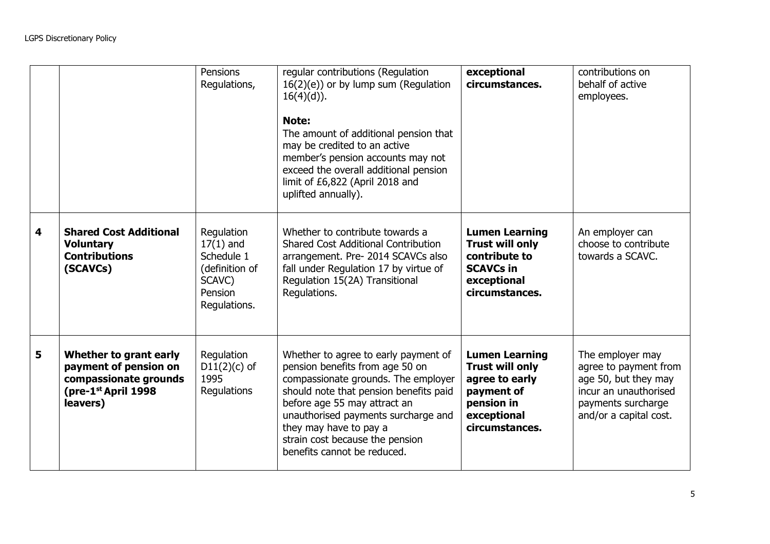| | | | | | |
|---|---|---|---|---|---|
| | | Pensions Regulations, | regular contributions (Regulation 16(2)(e)) or by lump sum (Regulation 16(4)(d)).<br><br>**Note:**<br>The amount of additional pension that may be credited to an active member's pension accounts may not exceed the overall additional pension limit of £6,822 (April 2018 and uplifted annually). | **exceptional circumstances.** | contributions on behalf of active employees. |
| **4** | **Shared Cost Additional Voluntary Contributions (SCAVCs)** | Regulation 17(1) and Schedule 1 (definition of SCAVC) Pension Regulations. | Whether to contribute towards a Shared Cost Additional Contribution arrangement. Pre- 2014 SCAVCs also fall under Regulation 17 by virtue of Regulation 15(2A) Transitional Regulations. | **Lumen Learning Trust will only contribute to SCAVCs in exceptional circumstances.** | An employer can choose to contribute towards a SCAVC. |
| **5** | **Whether to grant early payment of pension on compassionate grounds (pre-1st April 1998 leavers)** | Regulation D11(2)(c) of 1995 Regulations | Whether to agree to early payment of pension benefits from age 50 on compassionate grounds. The employer should note that pension benefits paid before age 55 may attract an unauthorised payments surcharge and they may have to pay a strain cost because the pension benefits cannot be reduced. | **Lumen Learning Trust will only agree to early payment of pension in exceptional circumstances.** | The employer may agree to payment from age 50, but they may incur an unauthorised payments surcharge and/or a capital cost. |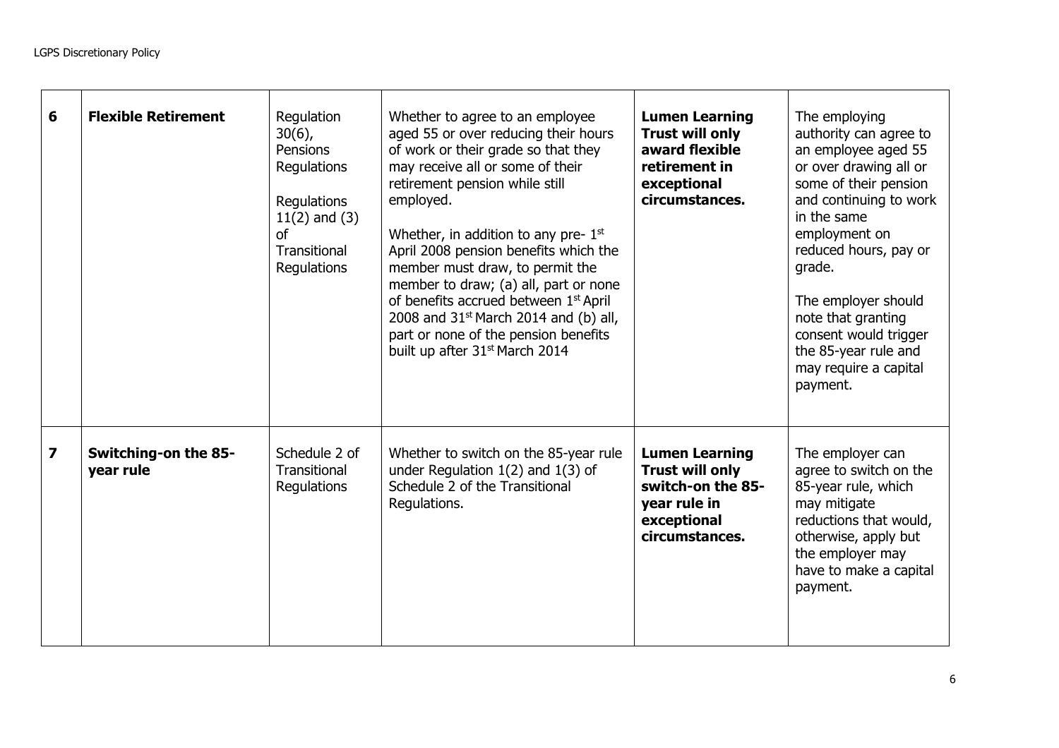| 6 | **Flexible Retirement** | Regulation 30(6), Pensions Regulations<br><br>Regulations 11(2) and (3) of Transitional Regulations | Whether to agree to an employee aged 55 or over reducing their hours of work or their grade so that they may receive all or some of their retirement pension while still employed.<br><br>Whether, in addition to any pre- 1st April 2008 pension benefits which the member must draw, to permit the member to draw; (a) all, part or none of benefits accrued between 1st April 2008 and 31st March 2014 and (b) all, part or none of the pension benefits built up after 31st March 2014 | **Lumen Learning Trust will only award flexible retirement in exceptional circumstances.** | The employing authority can agree to an employee aged 55 or over drawing all or some of their pension and continuing to work in the same employment on reduced hours, pay or grade.<br><br>The employer should note that granting consent would trigger the 85-year rule and may require a capital payment. |
|---|---|---|---|---|---|
| 7 | **Switching-on the 85-year rule** | Schedule 2 of Transitional Regulations | Whether to switch on the 85-year rule under Regulation 1(2) and 1(3) of Schedule 2 of the Transitional Regulations. | **Lumen Learning Trust will only switch-on the 85-year rule in exceptional circumstances.** | The employer can agree to switch on the 85-year rule, which may mitigate reductions that would, otherwise, apply but the employer may have to make a capital payment. |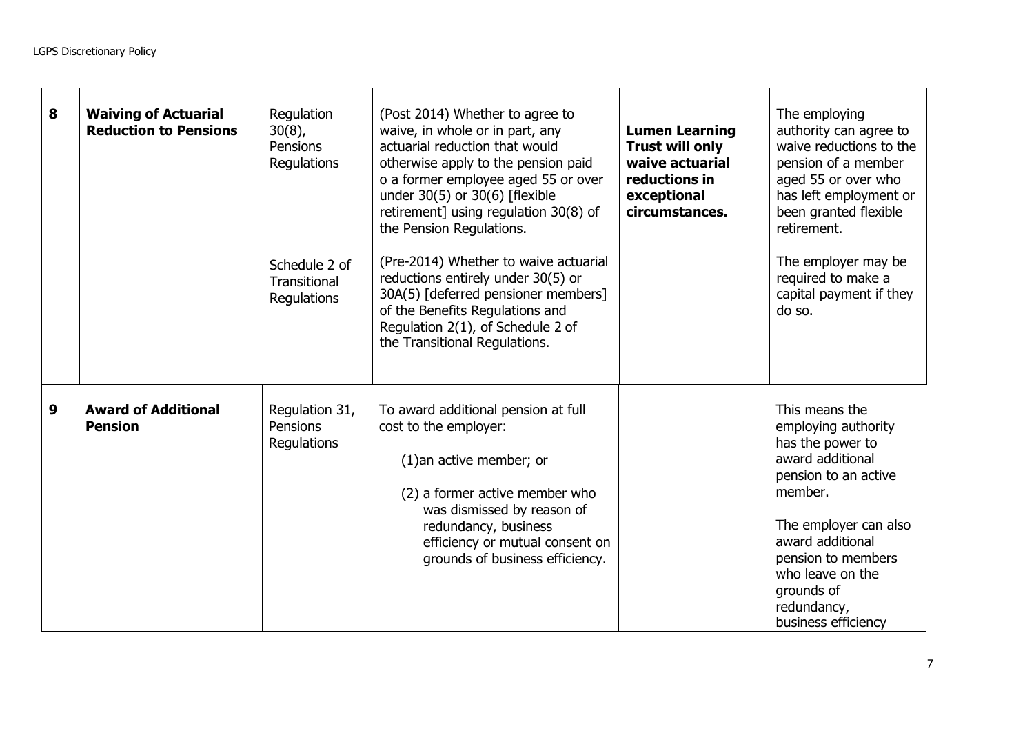| 8 | **Waiving of Actuarial Reduction to Pensions** | Regulation 30(8), Pensions Regulations<br><br>Schedule 2 of Transitional Regulations | (Post 2014) Whether to agree to waive, in whole or in part, any actuarial reduction that would otherwise apply to the pension paid o a former employee aged 55 or over under 30(5) or 30(6) [flexible retirement] using regulation 30(8) of the Pension Regulations.<br><br>(Pre-2014) Whether to waive actuarial reductions entirely under 30(5) or 30A(5) [deferred pensioner members] of the Benefits Regulations and Regulation 2(1), of Schedule 2 of the Transitional Regulations. | **Lumen Learning Trust will only waive actuarial reductions in exceptional circumstances.** | The employing authority can agree to waive reductions to the pension of a member aged 55 or over who has left employment or been granted flexible retirement.<br><br>The employer may be required to make a capital payment if they do so. |
|---|---|---|---|---|---|
| 9 | **Award of Additional Pension** | Regulation 31, Pensions Regulations | To award additional pension at full cost to the employer:<br><br>(1)an active member; or<br><br>(2) a former active member who was dismissed by reason of redundancy, business efficiency or mutual consent on grounds of business efficiency. | | This means the employing authority has the power to award additional pension to an active member.<br><br>The employer can also award additional pension to members who leave on the grounds of redundancy, business efficiency |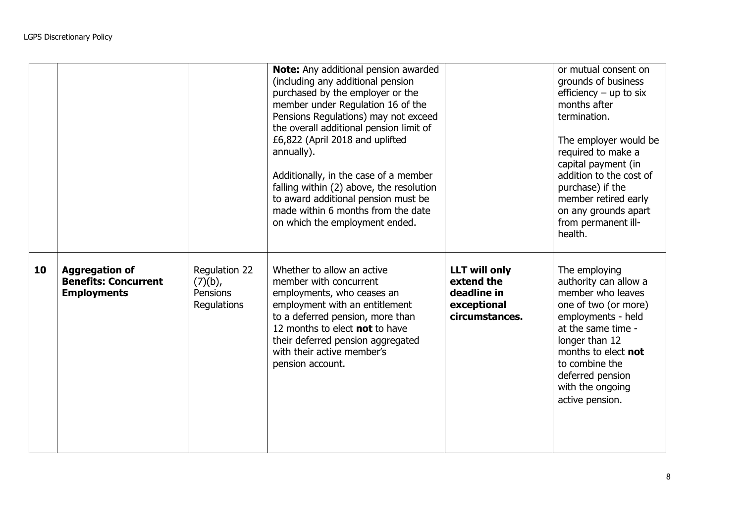| | | | | | |
|---|---|---|---|---|---|
| | | | **Note:** Any additional pension awarded (including any additional pension purchased by the employer or the member under Regulation 16 of the Pensions Regulations) may not exceed the overall additional pension limit of £6,822 (April 2018 and uplifted annually).<br><br>Additionally, in the case of a member falling within (2) above, the resolution to award additional pension must be made within 6 months from the date on which the employment ended. | | or mutual consent on grounds of business efficiency – up to six months after termination.<br><br>The employer would be required to make a capital payment (in addition to the cost of purchase) if the member retired early on any grounds apart from permanent ill-health. |
| **10** | **Aggregation of Benefits: Concurrent Employments** | Regulation 22 (7)(b), Pensions Regulations | Whether to allow an active member with concurrent employments, who ceases an employment with an entitlement to a deferred pension, more than 12 months to elect **not** to have their deferred pension aggregated with their active member's pension account. | **LLT will only extend the deadline in exceptional circumstances.** | The employing authority can allow a member who leaves one of two (or more) employments - held at the same time - longer than 12 months to elect **not** to combine the deferred pension with the ongoing active pension. |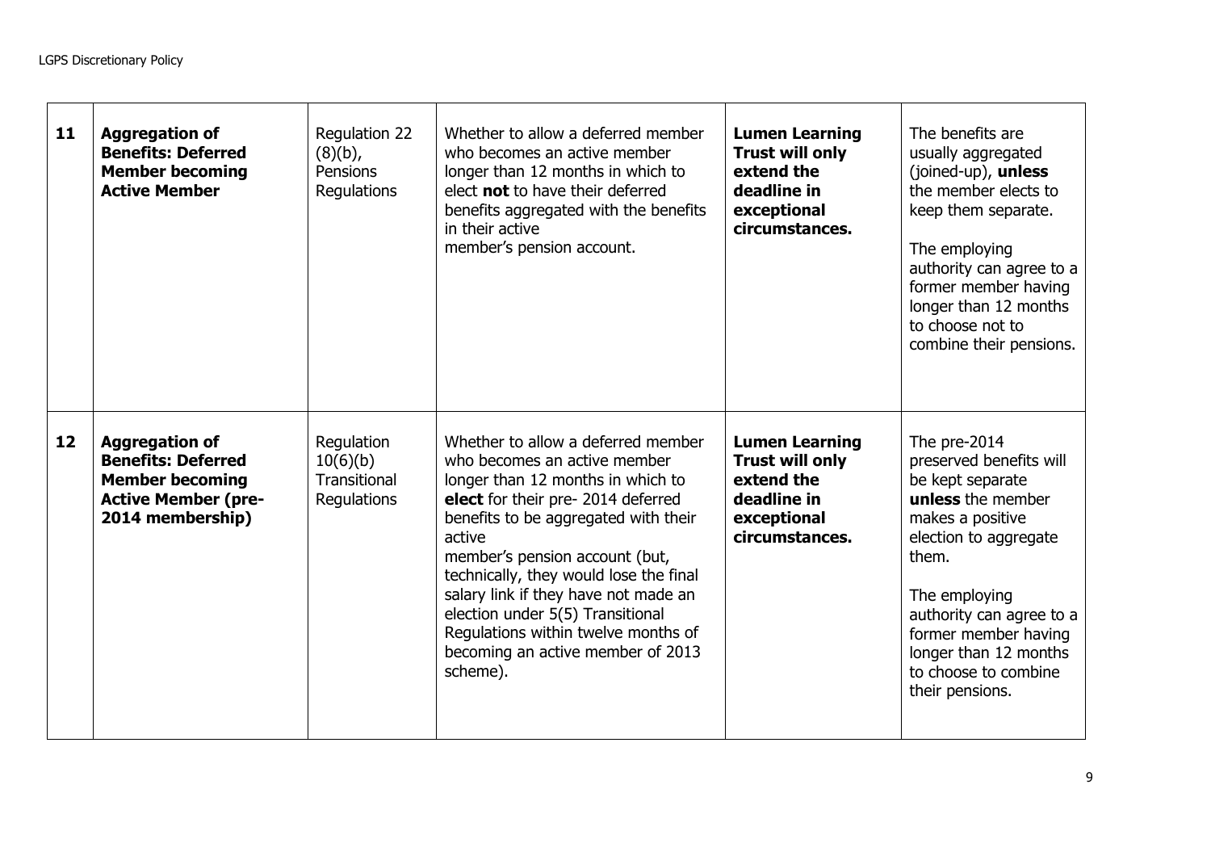| 11 | **Aggregation of Benefits: Deferred Member becoming Active Member** | Regulation 22 (8)(b), Pensions Regulations | Whether to allow a deferred member who becomes an active member longer than 12 months in which to elect **not** to have their deferred benefits aggregated with the benefits in their active member's pension account. | **Lumen Learning Trust will only extend the deadline in exceptional circumstances.** | The benefits are usually aggregated (joined-up), **unless** the member elects to keep them separate.<br><br>The employing authority can agree to a former member having longer than 12 months to choose not to combine their pensions. |
|---|---|---|---|---|---|
| 12 | **Aggregation of Benefits: Deferred Member becoming Active Member (pre-2014 membership)** | Regulation 10(6)(b) Transitional Regulations | Whether to allow a deferred member who becomes an active member longer than 12 months in which to **elect** for their pre- 2014 deferred benefits to be aggregated with their active member's pension account (but, technically, they would lose the final salary link if they have not made an election under 5(5) Transitional Regulations within twelve months of becoming an active member of 2013 scheme). | **Lumen Learning Trust will only extend the deadline in exceptional circumstances.** | The pre-2014 preserved benefits will be kept separate **unless** the member makes a positive election to aggregate them.<br><br>The employing authority can agree to a former member having longer than 12 months to choose to combine their pensions. |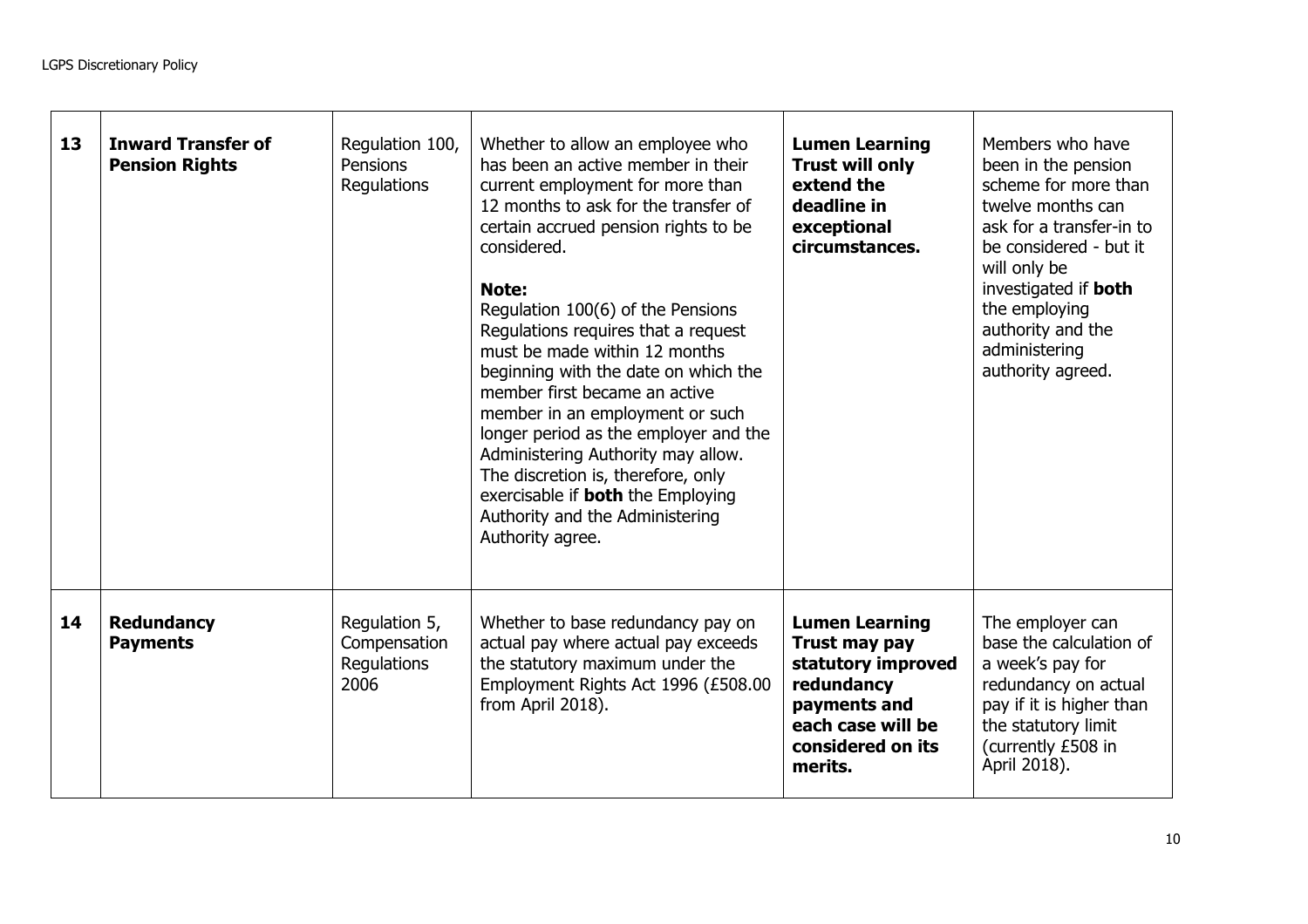| 13 | **Inward Transfer of Pension Rights** | Regulation 100, Pensions Regulations | Whether to allow an employee who has been an active member in their current employment for more than 12 months to ask for the transfer of certain accrued pension rights to be considered.<br><br>**Note:**<br>Regulation 100(6) of the Pensions Regulations requires that a request must be made within 12 months beginning with the date on which the member first became an active member in an employment or such longer period as the employer and the Administering Authority may allow. The discretion is, therefore, only exercisable if **both** the Employing Authority and the Administering Authority agree. | **Lumen Learning Trust will only extend the deadline in exceptional circumstances.** | Members who have been in the pension scheme for more than twelve months can ask for a transfer-in to be considered - but it will only be investigated if **both** the employing authority and the administering authority agreed. |
|---|---|---|---|---|---|
| 14 | **Redundancy Payments** | Regulation 5, Compensation Regulations 2006 | Whether to base redundancy pay on actual pay where actual pay exceeds the statutory maximum under the Employment Rights Act 1996 (£508.00 from April 2018). | **Lumen Learning Trust may pay statutory improved redundancy payments and each case will be considered on its merits.** | The employer can base the calculation of a week's pay for redundancy on actual pay if it is higher than the statutory limit (currently £508 in April 2018). |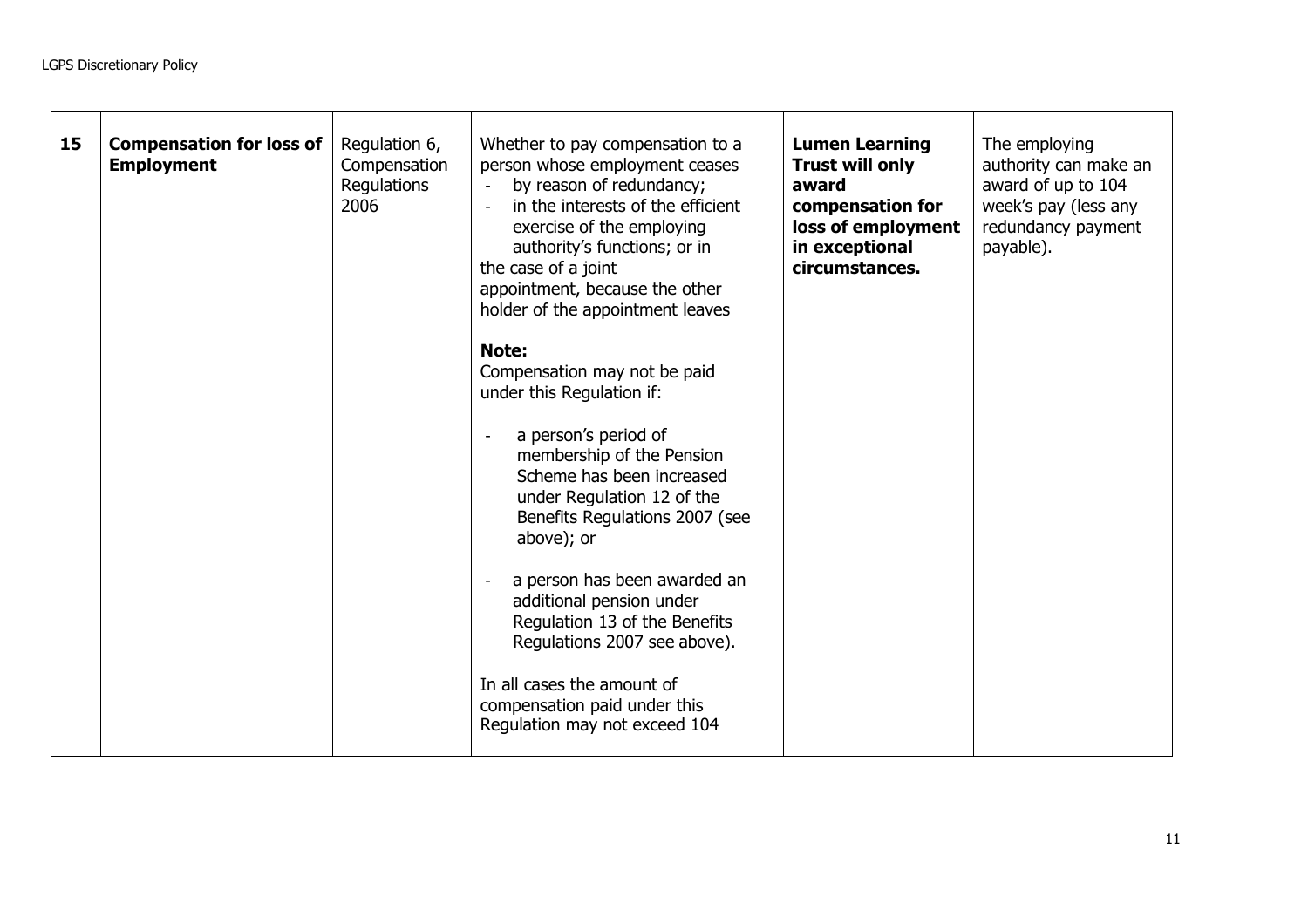| | | | | | |
|---|---|---|---|---|---|
| **15** | **Compensation for loss of Employment** | Regulation 6, Compensation Regulations 2006 | Whether to pay compensation to a person whose employment ceases<br>- by reason of redundancy;<br>- in the interests of the efficient exercise of the employing authority's functions; or in<br>the case of a joint appointment, because the other holder of the appointment leaves<br><br>**Note:**<br>Compensation may not be paid under this Regulation if:<br><br>- a person's period of membership of the Pension Scheme has been increased under Regulation 12 of the Benefits Regulations 2007 (see above); or<br><br>- a person has been awarded an additional pension under Regulation 13 of the Benefits Regulations 2007 see above).<br><br>In all cases the amount of compensation paid under this Regulation may not exceed 104 | **Lumen Learning Trust will only award compensation for loss of employment in exceptional circumstances.** | The employing authority can make an award of up to 104 week's pay (less any redundancy payment payable). |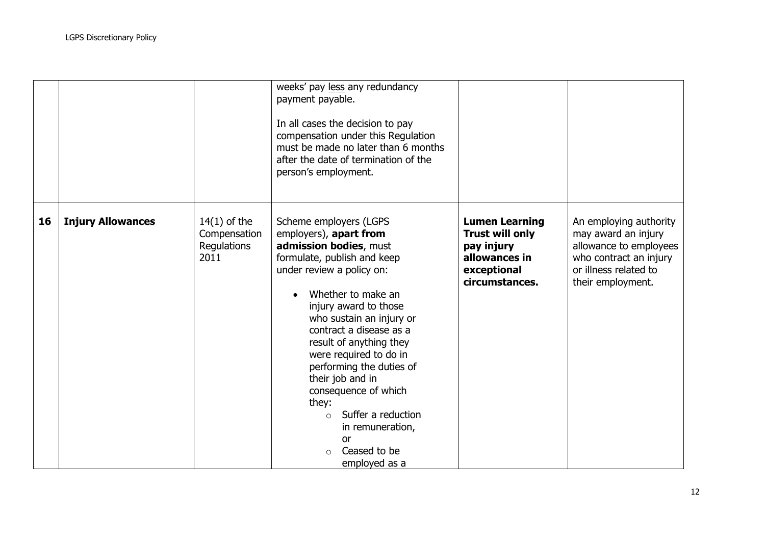|  |  |  |  |  |  |
|---|---|---|---|---|---|
|  |  |  | weeks' pay less any redundancy payment payable.<br><br>In all cases the decision to pay compensation under this Regulation must be made no later than 6 months after the date of termination of the person's employment. |  |  |
| **16** | **Injury Allowances** | 14(1) of the Compensation Regulations 2011 | Scheme employers (LGPS employers), **apart from admission bodies**, must formulate, publish and keep under review a policy on:<br><br>• Whether to make an injury award to those who sustain an injury or contract a disease as a result of anything they were required to do in performing the duties of their job and in consequence of which they:<br>  ○ Suffer a reduction in remuneration, or<br>  ○ Ceased to be employed as a | **Lumen Learning Trust will only pay injury allowances in exceptional circumstances.** | An employing authority may award an injury allowance to employees who contract an injury or illness related to their employment. |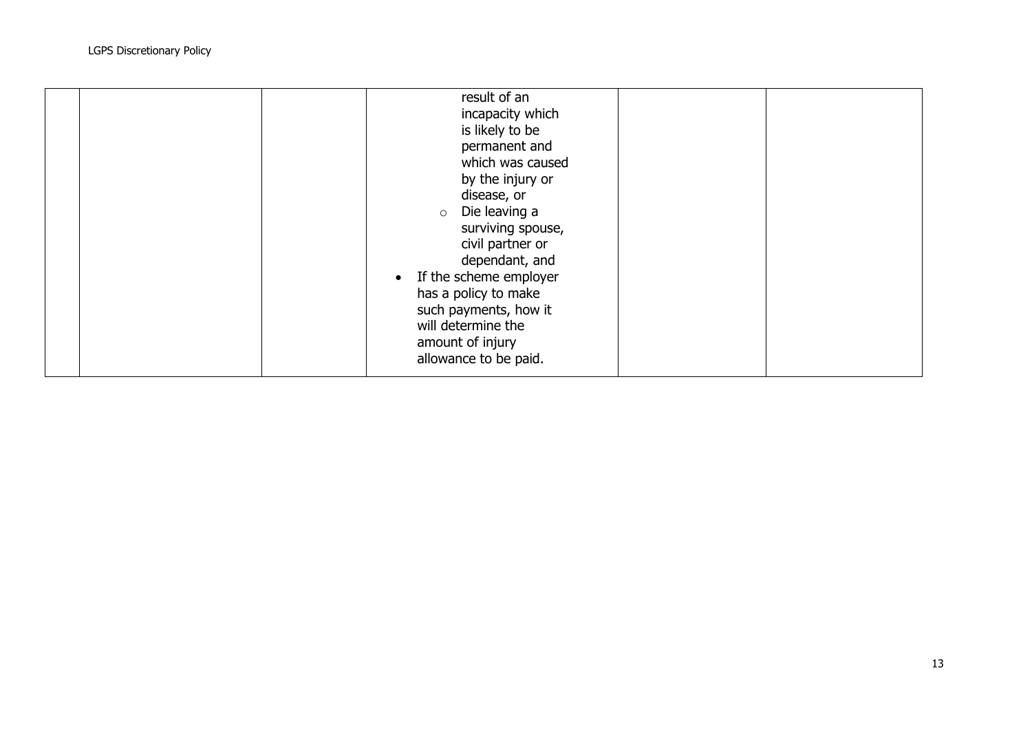| | | | | | |
|---|---|---|---|---|---|
| | | | result of an incapacity which is likely to be permanent and which was caused by the injury or disease, or<br>◦ Die leaving a surviving spouse, civil partner or dependant, and<br>• If the scheme employer has a policy to make such payments, how it will determine the amount of injury allowance to be paid. | | |